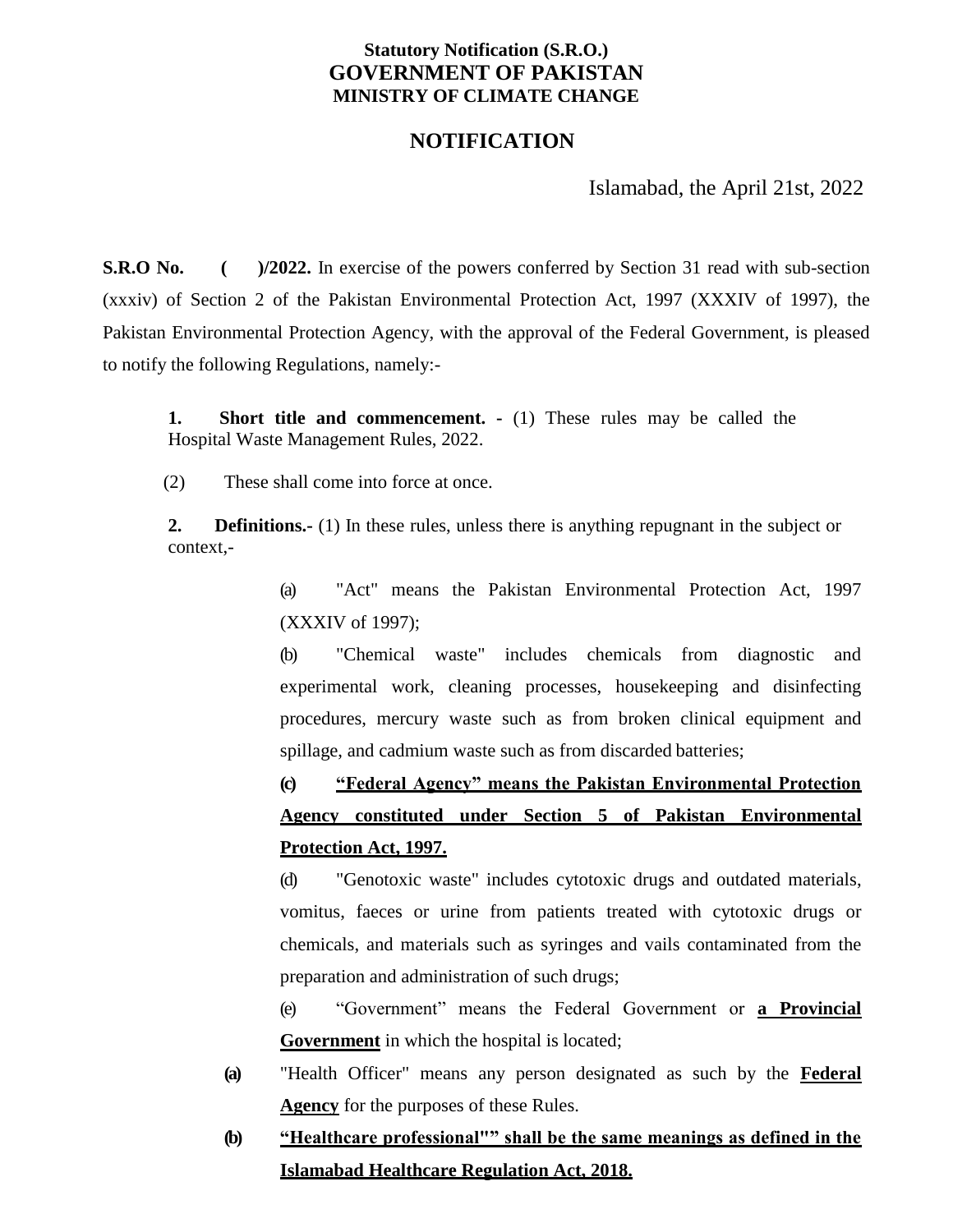**Statutory Notification (S.R.O.)**
**GOVERNMENT OF PAKISTAN**
**MINISTRY OF CLIMATE CHANGE**

## NOTIFICATION

Islamabad, the April 21st, 2022

**S.R.O No. ( )/2022.** In exercise of the powers conferred by Section 31 read with sub-section (xxxiv) of Section 2 of the Pakistan Environmental Protection Act, 1997 (XXXIV of 1997), the Pakistan Environmental Protection Agency, with the approval of the Federal Government, is pleased to notify the following Regulations, namely:-

**1. Short title and commencement. -** (1) These rules may be called the Hospital Waste Management Rules, 2022.

(2) These shall come into force at once.

**2. Definitions.-** (1) In these rules, unless there is anything repugnant in the subject or context,-

(a) "Act" means the Pakistan Environmental Protection Act, 1997 (XXXIV of 1997);

(b) "Chemical waste" includes chemicals from diagnostic and experimental work, cleaning processes, housekeeping and disinfecting procedures, mercury waste such as from broken clinical equipment and spillage, and cadmium waste such as from discarded batteries;

**(c) <u>"Federal Agency" means the Pakistan Environmental Protection Agency constituted under Section 5 of Pakistan Environmental Protection Act, 1997.</u>**

(d) "Genotoxic waste" includes cytotoxic drugs and outdated materials, vomitus, faeces or urine from patients treated with cytotoxic drugs or chemicals, and materials such as syringes and vails contaminated from the preparation and administration of such drugs;

(e) "Government" means the Federal Government or **<u>a Provincial Government</u>** in which the hospital is located;

**(a)** "Health Officer" means any person designated as such by the **<u>Federal Agency</u>** for the purposes of these Rules.

**(b) <u>"Healthcare professional"" shall be the same meanings as defined in the Islamabad Healthcare Regulation Act, 2018.</u>**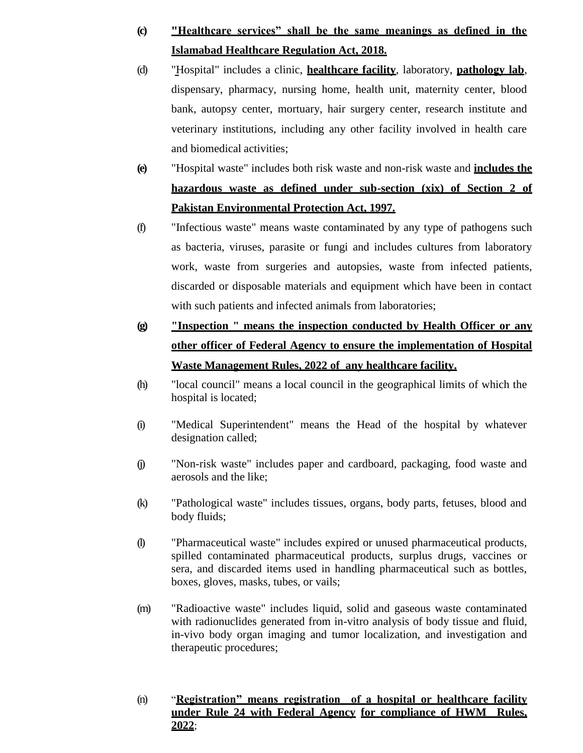(c) **"Healthcare services" shall be the same meanings as defined in the Islamabad Healthcare Regulation Act, 2018.**

(d) "Hospital" includes a clinic, **healthcare facility**, laboratory, **pathology lab**, dispensary, pharmacy, nursing home, health unit, maternity center, blood bank, autopsy center, mortuary, hair surgery center, research institute and veterinary institutions, including any other facility involved in health care and biomedical activities;

(e) "Hospital waste" includes both risk waste and non-risk waste and **includes the hazardous waste as defined under sub-section (xix) of Section 2 of Pakistan Environmental Protection Act, 1997.**

(f) "Infectious waste" means waste contaminated by any type of pathogens such as bacteria, viruses, parasite or fungi and includes cultures from laboratory work, waste from surgeries and autopsies, waste from infected patients, discarded or disposable materials and equipment which have been in contact with such patients and infected animals from laboratories;

(g) **"Inspection " means the inspection conducted by Health Officer or any other officer of Federal Agency to ensure the implementation of Hospital Waste Management Rules, 2022 of any healthcare facility.**

(h) "local council" means a local council in the geographical limits of which the hospital is located;

(i) "Medical Superintendent" means the Head of the hospital by whatever designation called;

(j) "Non-risk waste" includes paper and cardboard, packaging, food waste and aerosols and the like;

(k) "Pathological waste" includes tissues, organs, body parts, fetuses, blood and body fluids;

(l) "Pharmaceutical waste" includes expired or unused pharmaceutical products, spilled contaminated pharmaceutical products, surplus drugs, vaccines or sera, and discarded items used in handling pharmaceutical such as bottles, boxes, gloves, masks, tubes, or vails;

(m) "Radioactive waste" includes liquid, solid and gaseous waste contaminated with radionuclides generated from in-vitro analysis of body tissue and fluid, in-vivo body organ imaging and tumor localization, and investigation and therapeutic procedures;

(n) "**Registration" means registration of a hospital or healthcare facility under Rule 24 with Federal Agency for compliance of HWM Rules, 2022**;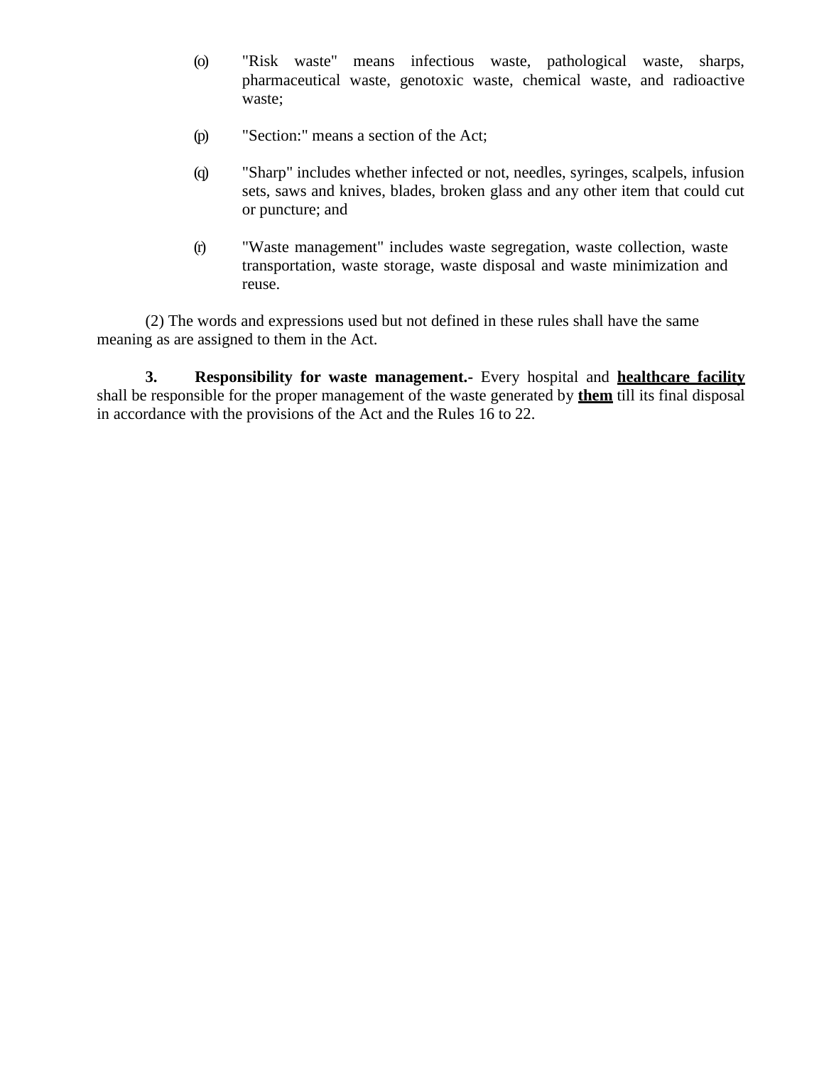(o) "Risk waste" means infectious waste, pathological waste, sharps, pharmaceutical waste, genotoxic waste, chemical waste, and radioactive waste;

(p) "Section:" means a section of the Act;

(q) "Sharp" includes whether infected or not, needles, syringes, scalpels, infusion sets, saws and knives, blades, broken glass and any other item that could cut or puncture; and

(r) "Waste management" includes waste segregation, waste collection, waste transportation, waste storage, waste disposal and waste minimization and reuse.

(2) The words and expressions used but not defined in these rules shall have the same meaning as are assigned to them in the Act.

**3. Responsibility for waste management.-** Every hospital and **<u>healthcare facility</u>** shall be responsible for the proper management of the waste generated by **<u>them</u>** till its final disposal in accordance with the provisions of the Act and the Rules 16 to 22.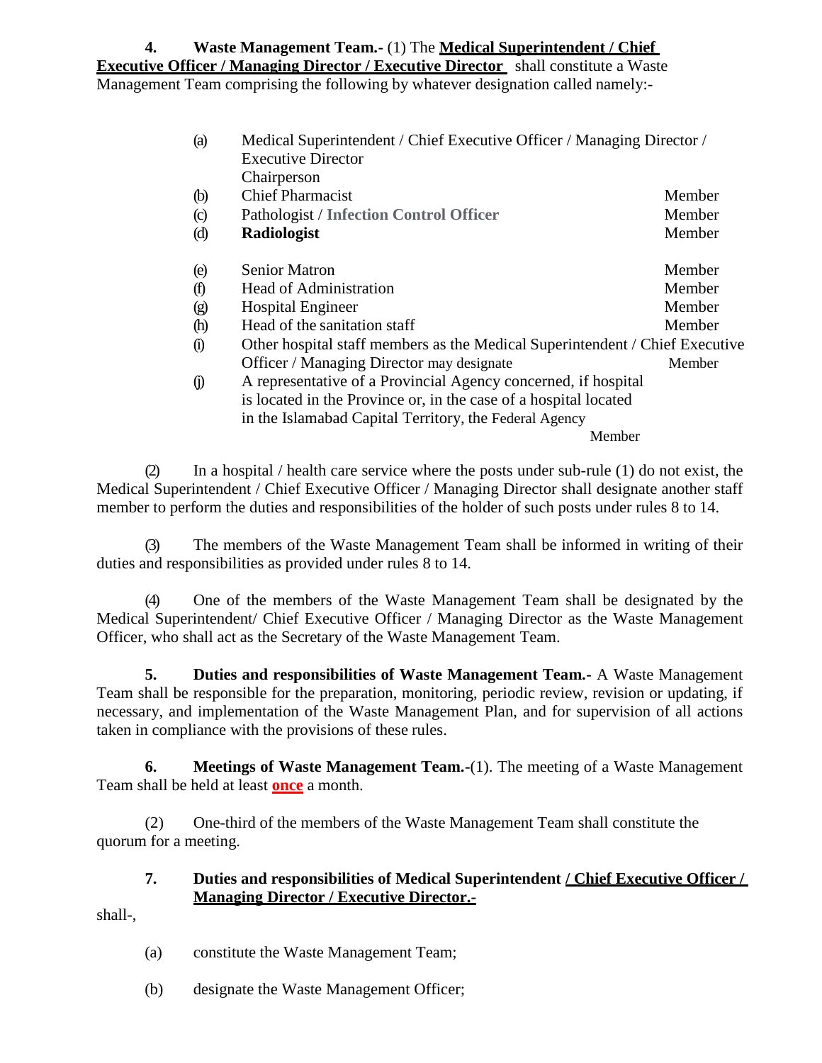**4. Waste Management Team.-** (1) The **Medical Superintendent / Chief Executive Officer / Managing Director / Executive Director** shall constitute a Waste Management Team comprising the following by whatever designation called namely:-

| | | |
|---|---|---|
| (a) | Medical Superintendent / Chief Executive Officer / Managing Director / Executive Director | Chairperson |
| (b) | Chief Pharmacist | Member |
| (c) | Pathologist / **Infection Control Officer** | Member |
| (d) | **Radiologist** | Member |
| (e) | Senior Matron | Member |
| (f) | Head of Administration | Member |
| (g) | Hospital Engineer | Member |
| (h) | Head of the sanitation staff | Member |
| (i) | Other hospital staff members as the Medical Superintendent / Chief Executive Officer / Managing Director may designate | Member |
| (j) | A representative of a Provincial Agency concerned, if hospital is located in the Province or, in the case of a hospital located in the Islamabad Capital Territory, the Federal Agency | Member |

(2) In a hospital / health care service where the posts under sub-rule (1) do not exist, the Medical Superintendent / Chief Executive Officer / Managing Director shall designate another staff member to perform the duties and responsibilities of the holder of such posts under rules 8 to 14.

(3) The members of the Waste Management Team shall be informed in writing of their duties and responsibilities as provided under rules 8 to 14.

(4) One of the members of the Waste Management Team shall be designated by the Medical Superintendent/ Chief Executive Officer / Managing Director as the Waste Management Officer, who shall act as the Secretary of the Waste Management Team.

**5. Duties and responsibilities of Waste Management Team.-** A Waste Management Team shall be responsible for the preparation, monitoring, periodic review, revision or updating, if necessary, and implementation of the Waste Management Plan, and for supervision of all actions taken in compliance with the provisions of these rules.

**6. Meetings of Waste Management Team.**-(1). The meeting of a Waste Management Team shall be held at least **once** a month.

(2) One-third of the members of the Waste Management Team shall constitute the quorum for a meeting.

**7. Duties and responsibilities of Medical Superintendent / Chief Executive Officer / Managing Director / Executive Director.-**

shall-,

(a) constitute the Waste Management Team;

(b) designate the Waste Management Officer;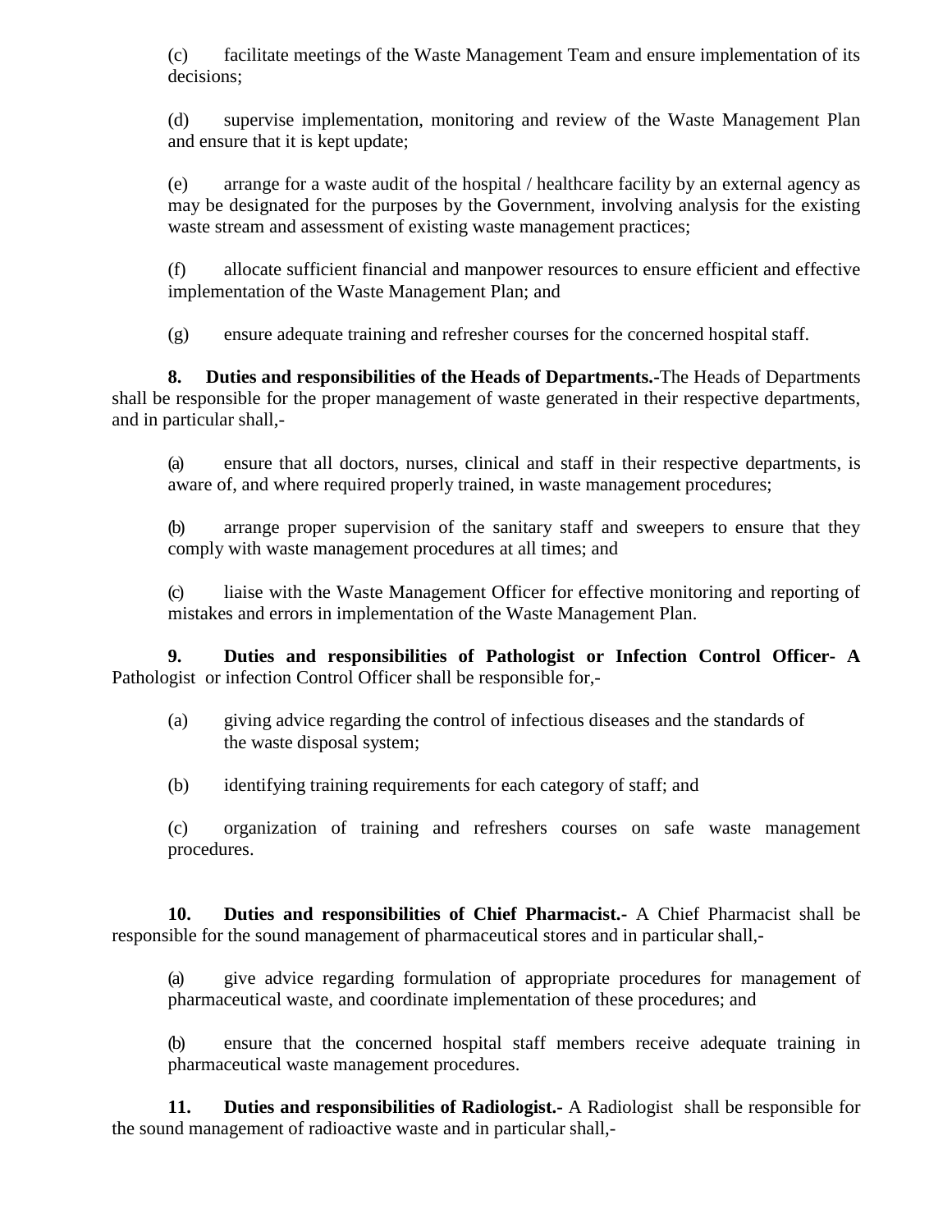(c) facilitate meetings of the Waste Management Team and ensure implementation of its decisions;

(d) supervise implementation, monitoring and review of the Waste Management Plan and ensure that it is kept update;

(e) arrange for a waste audit of the hospital / healthcare facility by an external agency as may be designated for the purposes by the Government, involving analysis for the existing waste stream and assessment of existing waste management practices;

(f) allocate sufficient financial and manpower resources to ensure efficient and effective implementation of the Waste Management Plan; and

(g) ensure adequate training and refresher courses for the concerned hospital staff.

**8. Duties and responsibilities of the Heads of Departments.-**The Heads of Departments shall be responsible for the proper management of waste generated in their respective departments, and in particular shall,-

(a) ensure that all doctors, nurses, clinical and staff in their respective departments, is aware of, and where required properly trained, in waste management procedures;

(b) arrange proper supervision of the sanitary staff and sweepers to ensure that they comply with waste management procedures at all times; and

(c) liaise with the Waste Management Officer for effective monitoring and reporting of mistakes and errors in implementation of the Waste Management Plan.

**9. Duties and responsibilities of Pathologist or Infection Control Officer- A** Pathologist or infection Control Officer shall be responsible for,-

(a) giving advice regarding the control of infectious diseases and the standards of the waste disposal system;

(b) identifying training requirements for each category of staff; and

(c) organization of training and refreshers courses on safe waste management procedures.

**10. Duties and responsibilities of Chief Pharmacist.-** A Chief Pharmacist shall be responsible for the sound management of pharmaceutical stores and in particular shall,-

(a) give advice regarding formulation of appropriate procedures for management of pharmaceutical waste, and coordinate implementation of these procedures; and

(b) ensure that the concerned hospital staff members receive adequate training in pharmaceutical waste management procedures.

**11. Duties and responsibilities of Radiologist.-** A Radiologist shall be responsible for the sound management of radioactive waste and in particular shall,-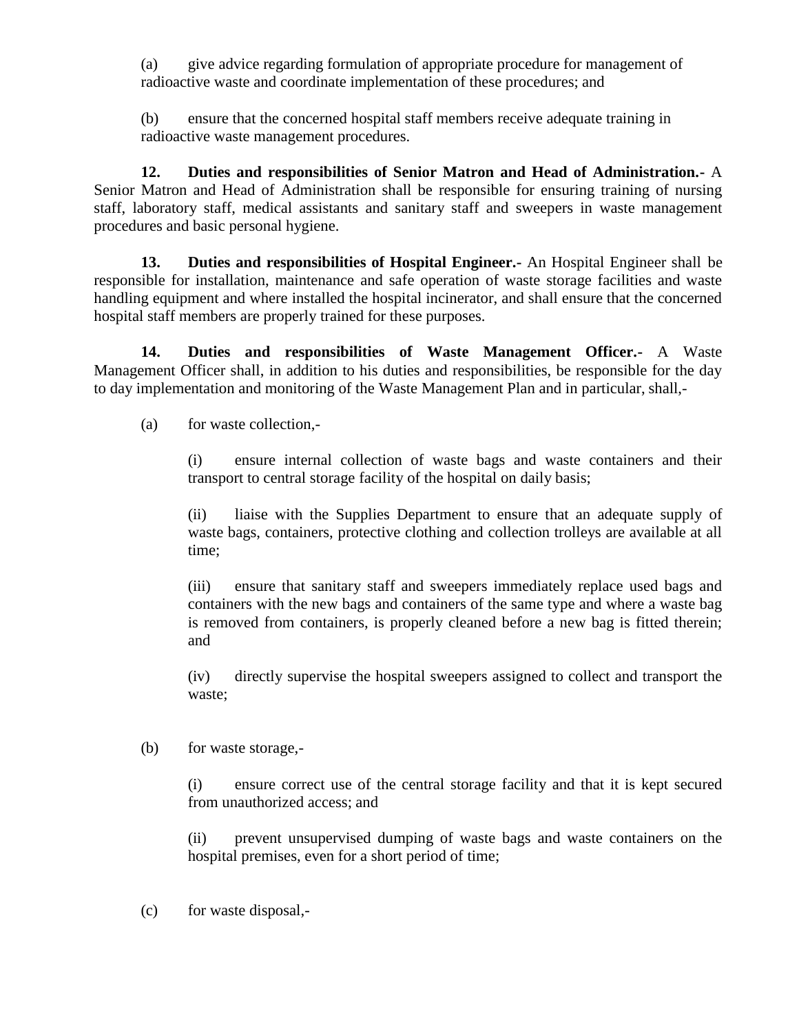(a) give advice regarding formulation of appropriate procedure for management of radioactive waste and coordinate implementation of these procedures; and

(b) ensure that the concerned hospital staff members receive adequate training in radioactive waste management procedures.

**12. Duties and responsibilities of Senior Matron and Head of Administration.-** A Senior Matron and Head of Administration shall be responsible for ensuring training of nursing staff, laboratory staff, medical assistants and sanitary staff and sweepers in waste management procedures and basic personal hygiene.

**13. Duties and responsibilities of Hospital Engineer.-** An Hospital Engineer shall be responsible for installation, maintenance and safe operation of waste storage facilities and waste handling equipment and where installed the hospital incinerator, and shall ensure that the concerned hospital staff members are properly trained for these purposes.

**14. Duties and responsibilities of Waste Management Officer.-** A Waste Management Officer shall, in addition to his duties and responsibilities, be responsible for the day to day implementation and monitoring of the Waste Management Plan and in particular, shall,-

(a) for waste collection,-

(i) ensure internal collection of waste bags and waste containers and their transport to central storage facility of the hospital on daily basis;

(ii) liaise with the Supplies Department to ensure that an adequate supply of waste bags, containers, protective clothing and collection trolleys are available at all time;

(iii) ensure that sanitary staff and sweepers immediately replace used bags and containers with the new bags and containers of the same type and where a waste bag is removed from containers, is properly cleaned before a new bag is fitted therein; and

(iv) directly supervise the hospital sweepers assigned to collect and transport the waste;

(b) for waste storage,-

(i) ensure correct use of the central storage facility and that it is kept secured from unauthorized access; and

(ii) prevent unsupervised dumping of waste bags and waste containers on the hospital premises, even for a short period of time;

(c) for waste disposal,-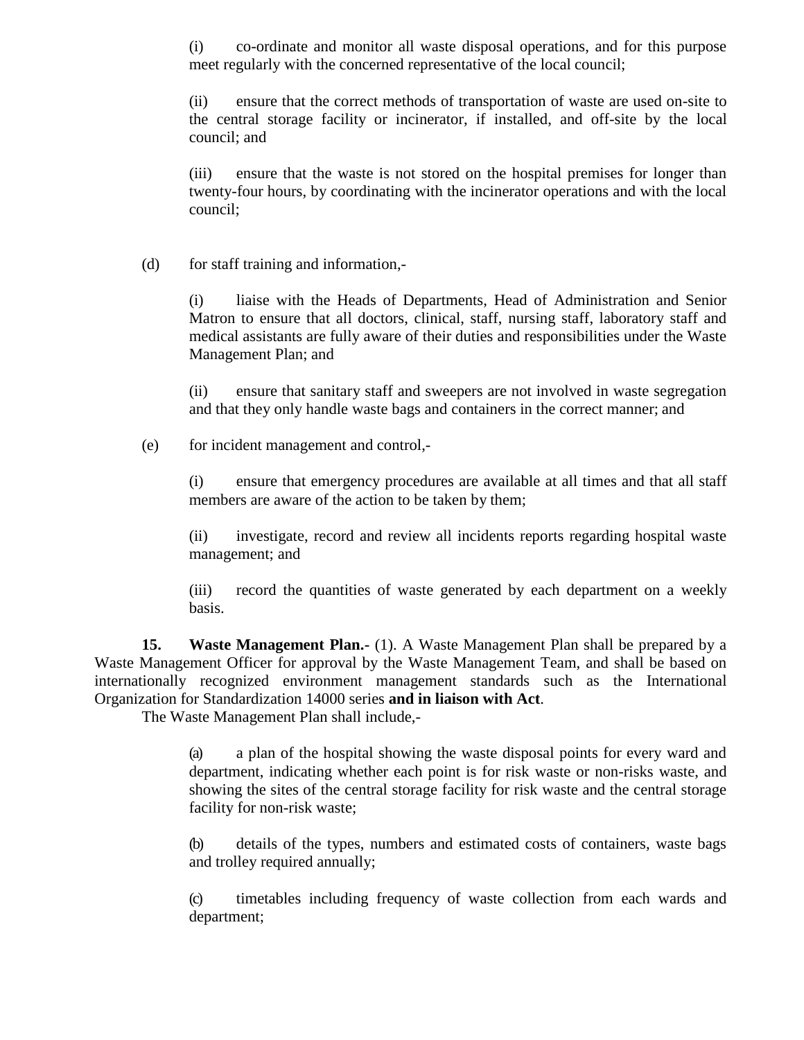(i) co-ordinate and monitor all waste disposal operations, and for this purpose meet regularly with the concerned representative of the local council;

(ii) ensure that the correct methods of transportation of waste are used on-site to the central storage facility or incinerator, if installed, and off-site by the local council; and

(iii) ensure that the waste is not stored on the hospital premises for longer than twenty-four hours, by coordinating with the incinerator operations and with the local council;

(d) for staff training and information,-

(i) liaise with the Heads of Departments, Head of Administration and Senior Matron to ensure that all doctors, clinical, staff, nursing staff, laboratory staff and medical assistants are fully aware of their duties and responsibilities under the Waste Management Plan; and

(ii) ensure that sanitary staff and sweepers are not involved in waste segregation and that they only handle waste bags and containers in the correct manner; and

(e) for incident management and control,-

(i) ensure that emergency procedures are available at all times and that all staff members are aware of the action to be taken by them;

(ii) investigate, record and review all incidents reports regarding hospital waste management; and

(iii) record the quantities of waste generated by each department on a weekly basis.

**15. Waste Management Plan.-** (1). A Waste Management Plan shall be prepared by a Waste Management Officer for approval by the Waste Management Team, and shall be based on internationally recognized environment management standards such as the International Organization for Standardization 14000 series **and in liaison with Act**.

The Waste Management Plan shall include,-

(a) a plan of the hospital showing the waste disposal points for every ward and department, indicating whether each point is for risk waste or non-risks waste, and showing the sites of the central storage facility for risk waste and the central storage facility for non-risk waste;

(b) details of the types, numbers and estimated costs of containers, waste bags and trolley required annually;

(c) timetables including frequency of waste collection from each wards and department;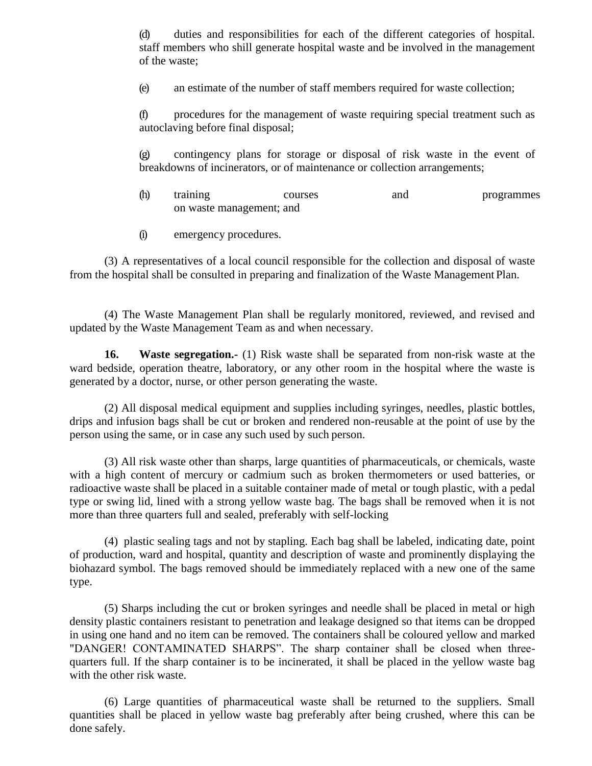(d) duties and responsibilities for each of the different categories of hospital. staff members who shill generate hospital waste and be involved in the management of the waste;

(e) an estimate of the number of staff members required for waste collection;

(f) procedures for the management of waste requiring special treatment such as autoclaving before final disposal;

(g) contingency plans for storage or disposal of risk waste in the event of breakdowns of incinerators, or of maintenance or collection arrangements;

(h) training courses and programmes on waste management; and

(i) emergency procedures.

(3) A representatives of a local council responsible for the collection and disposal of waste from the hospital shall be consulted in preparing and finalization of the Waste Management Plan.

(4) The Waste Management Plan shall be regularly monitored, reviewed, and revised and updated by the Waste Management Team as and when necessary.

**16. Waste segregation.-** (1) Risk waste shall be separated from non-risk waste at the ward bedside, operation theatre, laboratory, or any other room in the hospital where the waste is generated by a doctor, nurse, or other person generating the waste.

(2) All disposal medical equipment and supplies including syringes, needles, plastic bottles, drips and infusion bags shall be cut or broken and rendered non-reusable at the point of use by the person using the same, or in case any such used by such person.

(3) All risk waste other than sharps, large quantities of pharmaceuticals, or chemicals, waste with a high content of mercury or cadmium such as broken thermometers or used batteries, or radioactive waste shall be placed in a suitable container made of metal or tough plastic, with a pedal type or swing lid, lined with a strong yellow waste bag. The bags shall be removed when it is not more than three quarters full and sealed, preferably with self-locking

(4) plastic sealing tags and not by stapling. Each bag shall be labeled, indicating date, point of production, ward and hospital, quantity and description of waste and prominently displaying the biohazard symbol. The bags removed should be immediately replaced with a new one of the same type.

(5) Sharps including the cut or broken syringes and needle shall be placed in metal or high density plastic containers resistant to penetration and leakage designed so that items can be dropped in using one hand and no item can be removed. The containers shall be coloured yellow and marked "DANGER! CONTAMINATED SHARPS". The sharp container shall be closed when three-quarters full. If the sharp container is to be incinerated, it shall be placed in the yellow waste bag with the other risk waste.

(6) Large quantities of pharmaceutical waste shall be returned to the suppliers. Small quantities shall be placed in yellow waste bag preferably after being crushed, where this can be done safely.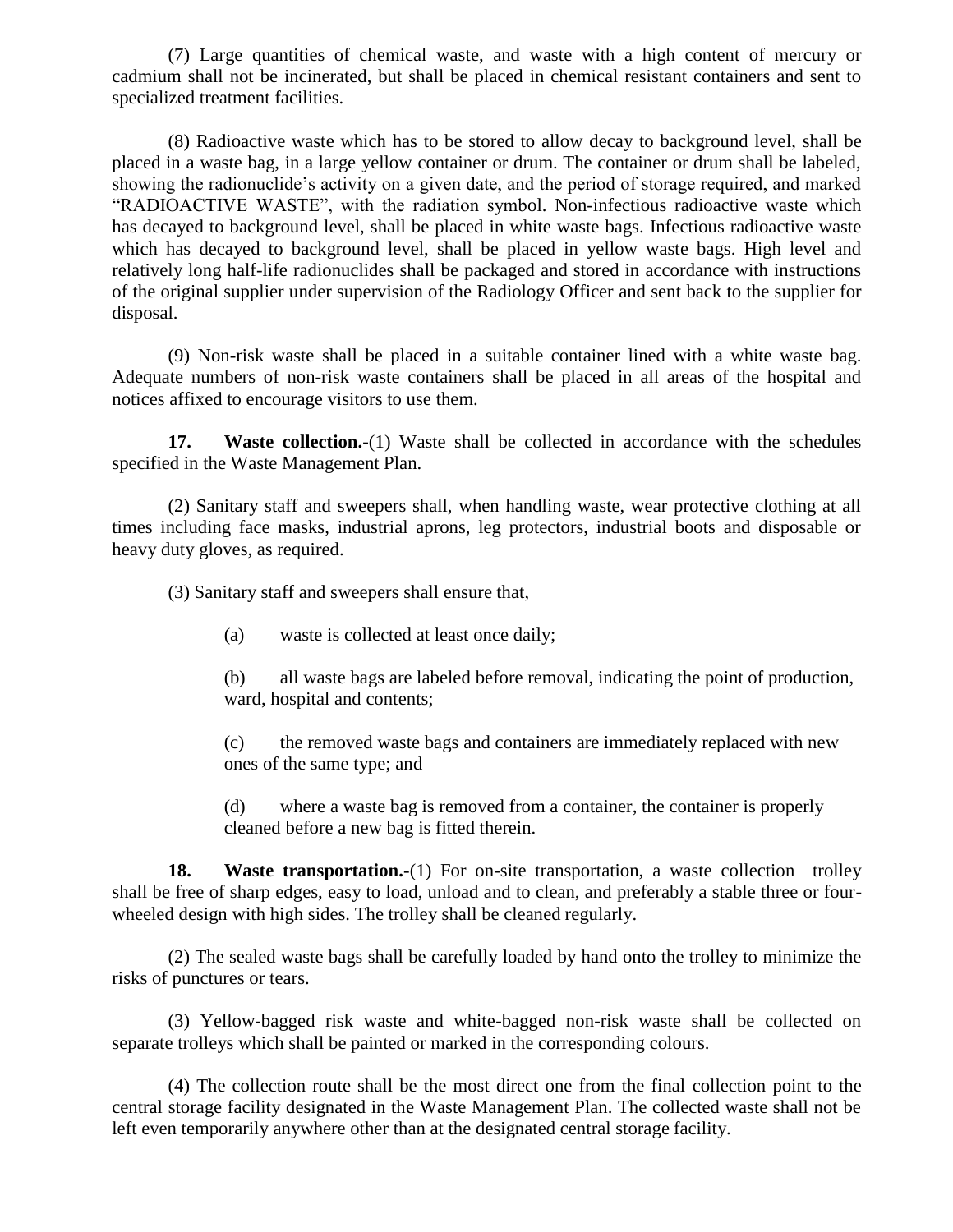(7) Large quantities of chemical waste, and waste with a high content of mercury or cadmium shall not be incinerated, but shall be placed in chemical resistant containers and sent to specialized treatment facilities.

(8) Radioactive waste which has to be stored to allow decay to background level, shall be placed in a waste bag, in a large yellow container or drum. The container or drum shall be labeled, showing the radionuclide's activity on a given date, and the period of storage required, and marked "RADIOACTIVE WASTE", with the radiation symbol. Non-infectious radioactive waste which has decayed to background level, shall be placed in white waste bags. Infectious radioactive waste which has decayed to background level, shall be placed in yellow waste bags. High level and relatively long half-life radionuclides shall be packaged and stored in accordance with instructions of the original supplier under supervision of the Radiology Officer and sent back to the supplier for disposal.

(9) Non-risk waste shall be placed in a suitable container lined with a white waste bag. Adequate numbers of non-risk waste containers shall be placed in all areas of the hospital and notices affixed to encourage visitors to use them.

**17. Waste collection.-**(1) Waste shall be collected in accordance with the schedules specified in the Waste Management Plan.

(2) Sanitary staff and sweepers shall, when handling waste, wear protective clothing at all times including face masks, industrial aprons, leg protectors, industrial boots and disposable or heavy duty gloves, as required.

(3) Sanitary staff and sweepers shall ensure that,

(a) waste is collected at least once daily;

(b) all waste bags are labeled before removal, indicating the point of production, ward, hospital and contents;

(c) the removed waste bags and containers are immediately replaced with new ones of the same type; and

(d) where a waste bag is removed from a container, the container is properly cleaned before a new bag is fitted therein.

**18. Waste transportation.-**(1) For on-site transportation, a waste collection trolley shall be free of sharp edges, easy to load, unload and to clean, and preferably a stable three or four-wheeled design with high sides. The trolley shall be cleaned regularly.

(2) The sealed waste bags shall be carefully loaded by hand onto the trolley to minimize the risks of punctures or tears.

(3) Yellow-bagged risk waste and white-bagged non-risk waste shall be collected on separate trolleys which shall be painted or marked in the corresponding colours.

(4) The collection route shall be the most direct one from the final collection point to the central storage facility designated in the Waste Management Plan. The collected waste shall not be left even temporarily anywhere other than at the designated central storage facility.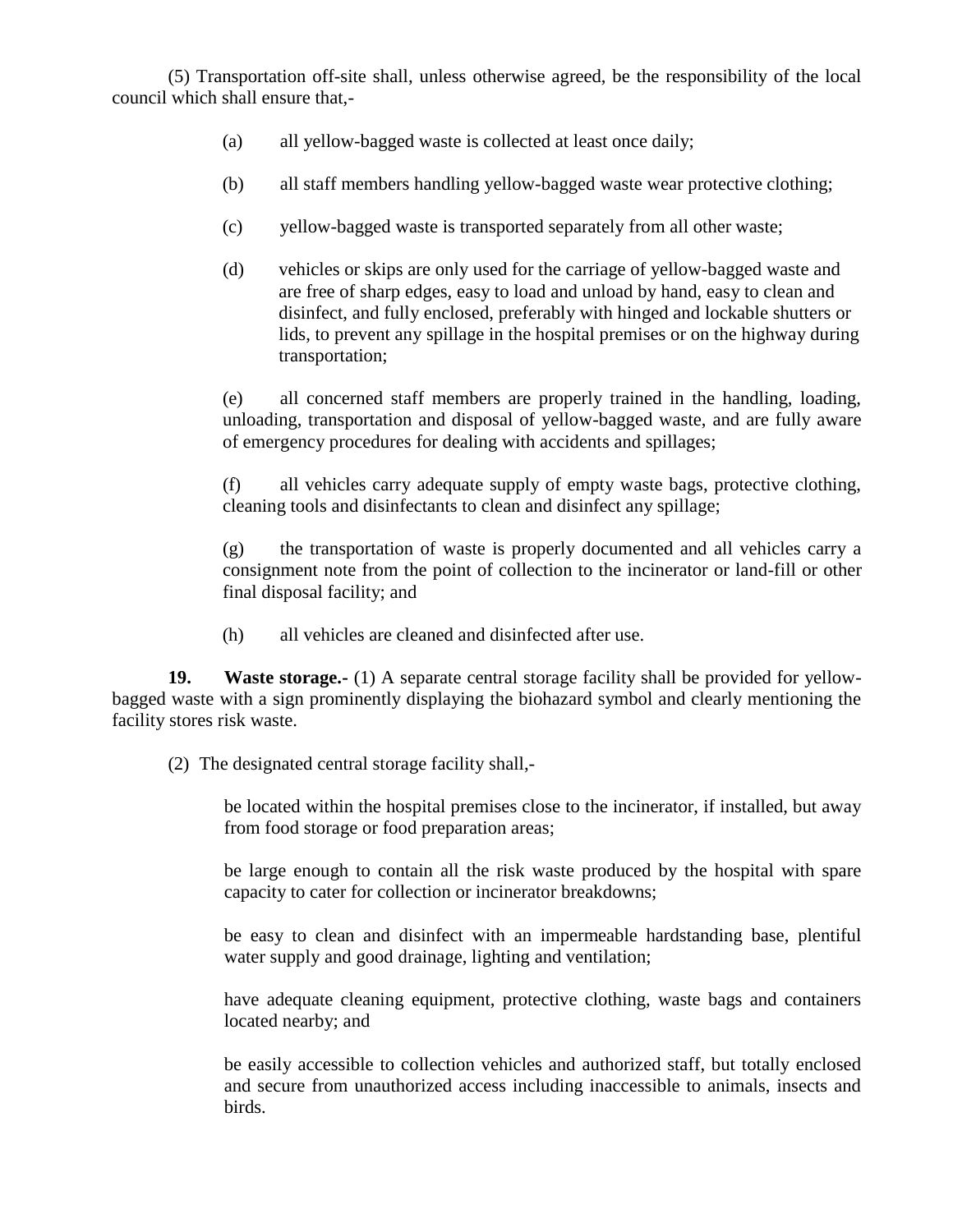(5) Transportation off-site shall, unless otherwise agreed, be the responsibility of the local council which shall ensure that,-

(a) all yellow-bagged waste is collected at least once daily;

(b) all staff members handling yellow-bagged waste wear protective clothing;

(c) yellow-bagged waste is transported separately from all other waste;

(d) vehicles or skips are only used for the carriage of yellow-bagged waste and are free of sharp edges, easy to load and unload by hand, easy to clean and disinfect, and fully enclosed, preferably with hinged and lockable shutters or lids, to prevent any spillage in the hospital premises or on the highway during transportation;

(e) all concerned staff members are properly trained in the handling, loading, unloading, transportation and disposal of yellow-bagged waste, and are fully aware of emergency procedures for dealing with accidents and spillages;

(f) all vehicles carry adequate supply of empty waste bags, protective clothing, cleaning tools and disinfectants to clean and disinfect any spillage;

(g) the transportation of waste is properly documented and all vehicles carry a consignment note from the point of collection to the incinerator or land-fill or other final disposal facility; and

(h) all vehicles are cleaned and disinfected after use.

**19. Waste storage.-** (1) A separate central storage facility shall be provided for yellow-bagged waste with a sign prominently displaying the biohazard symbol and clearly mentioning the facility stores risk waste.

(2) The designated central storage facility shall,-

be located within the hospital premises close to the incinerator, if installed, but away from food storage or food preparation areas;

be large enough to contain all the risk waste produced by the hospital with spare capacity to cater for collection or incinerator breakdowns;

be easy to clean and disinfect with an impermeable hardstanding base, plentiful water supply and good drainage, lighting and ventilation;

have adequate cleaning equipment, protective clothing, waste bags and containers located nearby; and

be easily accessible to collection vehicles and authorized staff, but totally enclosed and secure from unauthorized access including inaccessible to animals, insects and birds.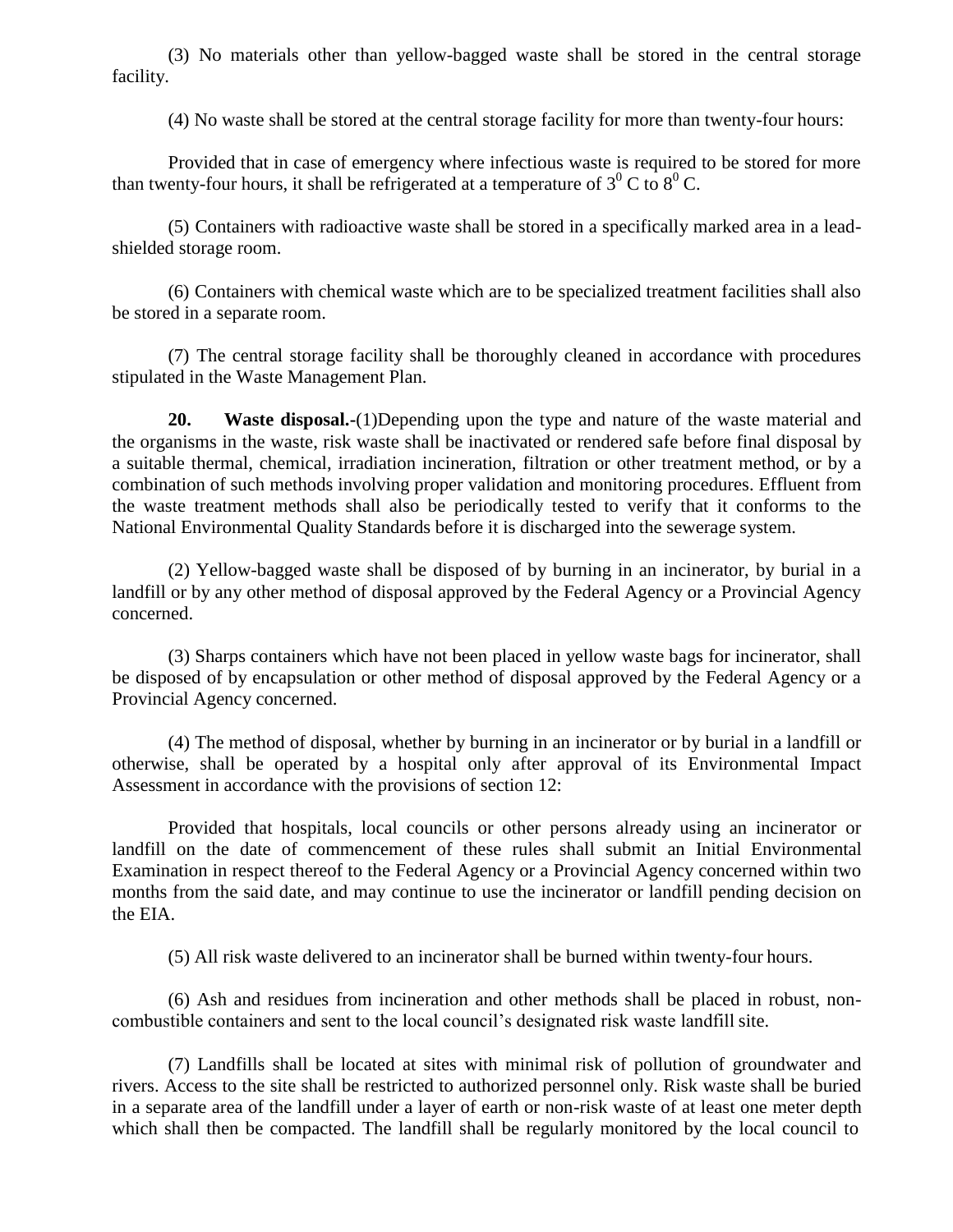(3) No materials other than yellow-bagged waste shall be stored in the central storage facility.

(4) No waste shall be stored at the central storage facility for more than twenty-four hours:

Provided that in case of emergency where infectious waste is required to be stored for more than twenty-four hours, it shall be refrigerated at a temperature of $3^0$ C to $8^0$ C.

(5) Containers with radioactive waste shall be stored in a specifically marked area in a lead-shielded storage room.

(6) Containers with chemical waste which are to be specialized treatment facilities shall also be stored in a separate room.

(7) The central storage facility shall be thoroughly cleaned in accordance with procedures stipulated in the Waste Management Plan.

**20. Waste disposal.-**(1)Depending upon the type and nature of the waste material and the organisms in the waste, risk waste shall be inactivated or rendered safe before final disposal by a suitable thermal, chemical, irradiation incineration, filtration or other treatment method, or by a combination of such methods involving proper validation and monitoring procedures. Effluent from the waste treatment methods shall also be periodically tested to verify that it conforms to the National Environmental Quality Standards before it is discharged into the sewerage system.

(2) Yellow-bagged waste shall be disposed of by burning in an incinerator, by burial in a landfill or by any other method of disposal approved by the Federal Agency or a Provincial Agency concerned.

(3) Sharps containers which have not been placed in yellow waste bags for incinerator, shall be disposed of by encapsulation or other method of disposal approved by the Federal Agency or a Provincial Agency concerned.

(4) The method of disposal, whether by burning in an incinerator or by burial in a landfill or otherwise, shall be operated by a hospital only after approval of its Environmental Impact Assessment in accordance with the provisions of section 12:

Provided that hospitals, local councils or other persons already using an incinerator or landfill on the date of commencement of these rules shall submit an Initial Environmental Examination in respect thereof to the Federal Agency or a Provincial Agency concerned within two months from the said date, and may continue to use the incinerator or landfill pending decision on the EIA.

(5) All risk waste delivered to an incinerator shall be burned within twenty-four hours.

(6) Ash and residues from incineration and other methods shall be placed in robust, non-combustible containers and sent to the local council's designated risk waste landfill site.

(7) Landfills shall be located at sites with minimal risk of pollution of groundwater and rivers. Access to the site shall be restricted to authorized personnel only. Risk waste shall be buried in a separate area of the landfill under a layer of earth or non-risk waste of at least one meter depth which shall then be compacted. The landfill shall be regularly monitored by the local council to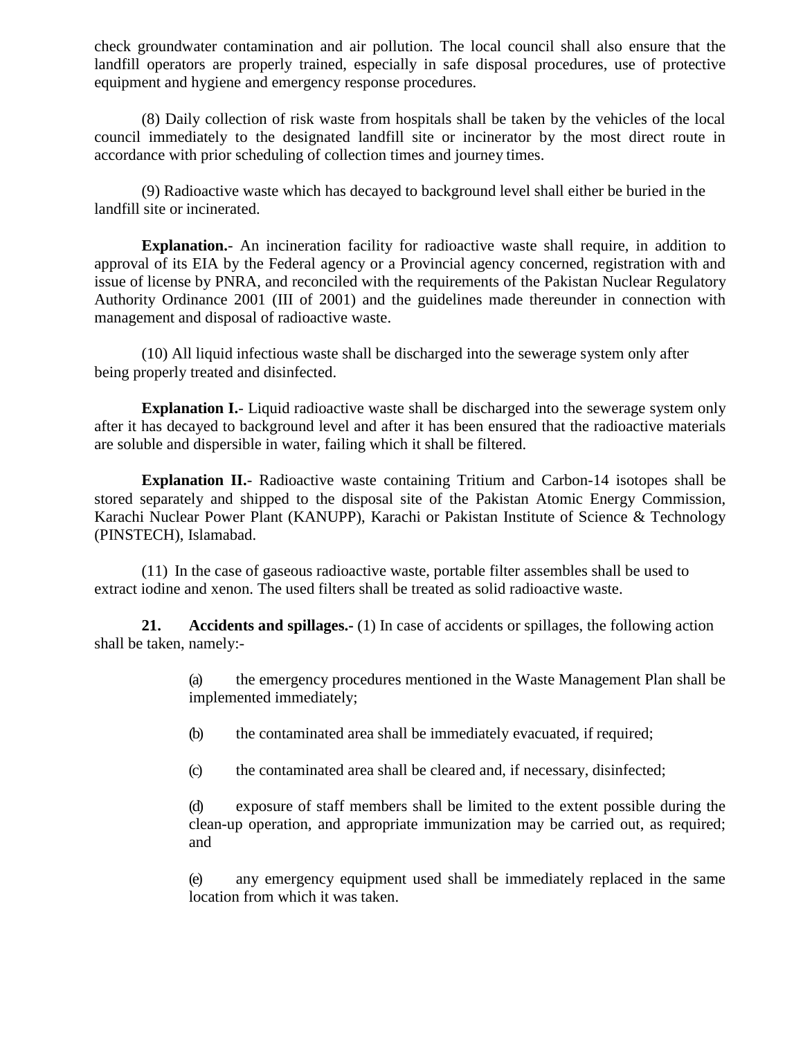check groundwater contamination and air pollution. The local council shall also ensure that the landfill operators are properly trained, especially in safe disposal procedures, use of protective equipment and hygiene and emergency response procedures.

(8) Daily collection of risk waste from hospitals shall be taken by the vehicles of the local council immediately to the designated landfill site or incinerator by the most direct route in accordance with prior scheduling of collection times and journey times.

(9) Radioactive waste which has decayed to background level shall either be buried in the landfill site or incinerated.

**Explanation.**- An incineration facility for radioactive waste shall require, in addition to approval of its EIA by the Federal agency or a Provincial agency concerned, registration with and issue of license by PNRA, and reconciled with the requirements of the Pakistan Nuclear Regulatory Authority Ordinance 2001 (III of 2001) and the guidelines made thereunder in connection with management and disposal of radioactive waste.

(10) All liquid infectious waste shall be discharged into the sewerage system only after being properly treated and disinfected.

**Explanation I.**- Liquid radioactive waste shall be discharged into the sewerage system only after it has decayed to background level and after it has been ensured that the radioactive materials are soluble and dispersible in water, failing which it shall be filtered.

**Explanation II.**- Radioactive waste containing Tritium and Carbon-14 isotopes shall be stored separately and shipped to the disposal site of the Pakistan Atomic Energy Commission, Karachi Nuclear Power Plant (KANUPP), Karachi or Pakistan Institute of Science & Technology (PINSTECH), Islamabad.

(11) In the case of gaseous radioactive waste, portable filter assembles shall be used to extract iodine and xenon. The used filters shall be treated as solid radioactive waste.

**21. Accidents and spillages.**- (1) In case of accidents or spillages, the following action shall be taken, namely:-

(a) the emergency procedures mentioned in the Waste Management Plan shall be implemented immediately;

(b) the contaminated area shall be immediately evacuated, if required;

(c) the contaminated area shall be cleared and, if necessary, disinfected;

(d) exposure of staff members shall be limited to the extent possible during the clean-up operation, and appropriate immunization may be carried out, as required; and

(e) any emergency equipment used shall be immediately replaced in the same location from which it was taken.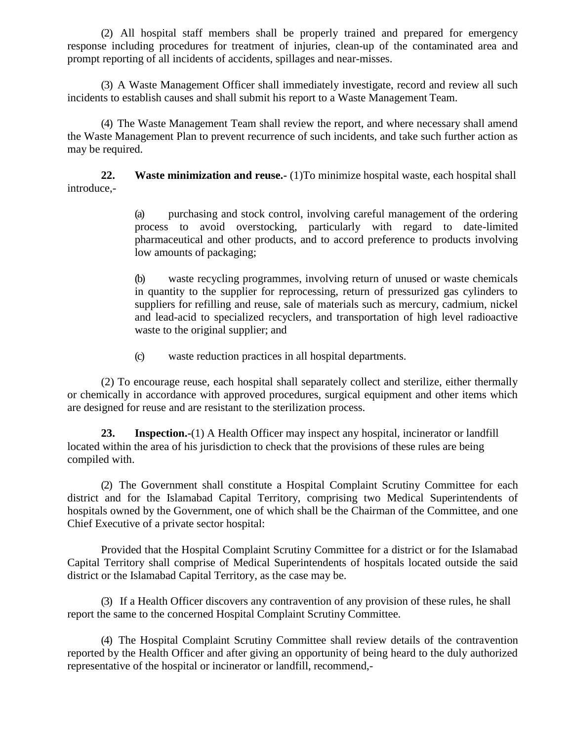(2) All hospital staff members shall be properly trained and prepared for emergency response including procedures for treatment of injuries, clean-up of the contaminated area and prompt reporting of all incidents of accidents, spillages and near-misses.

(3) A Waste Management Officer shall immediately investigate, record and review all such incidents to establish causes and shall submit his report to a Waste Management Team.

(4) The Waste Management Team shall review the report, and where necessary shall amend the Waste Management Plan to prevent recurrence of such incidents, and take such further action as may be required.

**22. Waste minimization and reuse.-** (1)To minimize hospital waste, each hospital shall introduce,-

(a) purchasing and stock control, involving careful management of the ordering process to avoid overstocking, particularly with regard to date-limited pharmaceutical and other products, and to accord preference to products involving low amounts of packaging;

(b) waste recycling programmes, involving return of unused or waste chemicals in quantity to the supplier for reprocessing, return of pressurized gas cylinders to suppliers for refilling and reuse, sale of materials such as mercury, cadmium, nickel and lead-acid to specialized recyclers, and transportation of high level radioactive waste to the original supplier; and

(c) waste reduction practices in all hospital departments.

(2) To encourage reuse, each hospital shall separately collect and sterilize, either thermally or chemically in accordance with approved procedures, surgical equipment and other items which are designed for reuse and are resistant to the sterilization process.

**23. Inspection.-**(1) A Health Officer may inspect any hospital, incinerator or landfill located within the area of his jurisdiction to check that the provisions of these rules are being compiled with.

(2) The Government shall constitute a Hospital Complaint Scrutiny Committee for each district and for the Islamabad Capital Territory, comprising two Medical Superintendents of hospitals owned by the Government, one of which shall be the Chairman of the Committee, and one Chief Executive of a private sector hospital:

Provided that the Hospital Complaint Scrutiny Committee for a district or for the Islamabad Capital Territory shall comprise of Medical Superintendents of hospitals located outside the said district or the Islamabad Capital Territory, as the case may be.

(3) If a Health Officer discovers any contravention of any provision of these rules, he shall report the same to the concerned Hospital Complaint Scrutiny Committee.

(4) The Hospital Complaint Scrutiny Committee shall review details of the contravention reported by the Health Officer and after giving an opportunity of being heard to the duly authorized representative of the hospital or incinerator or landfill, recommend,-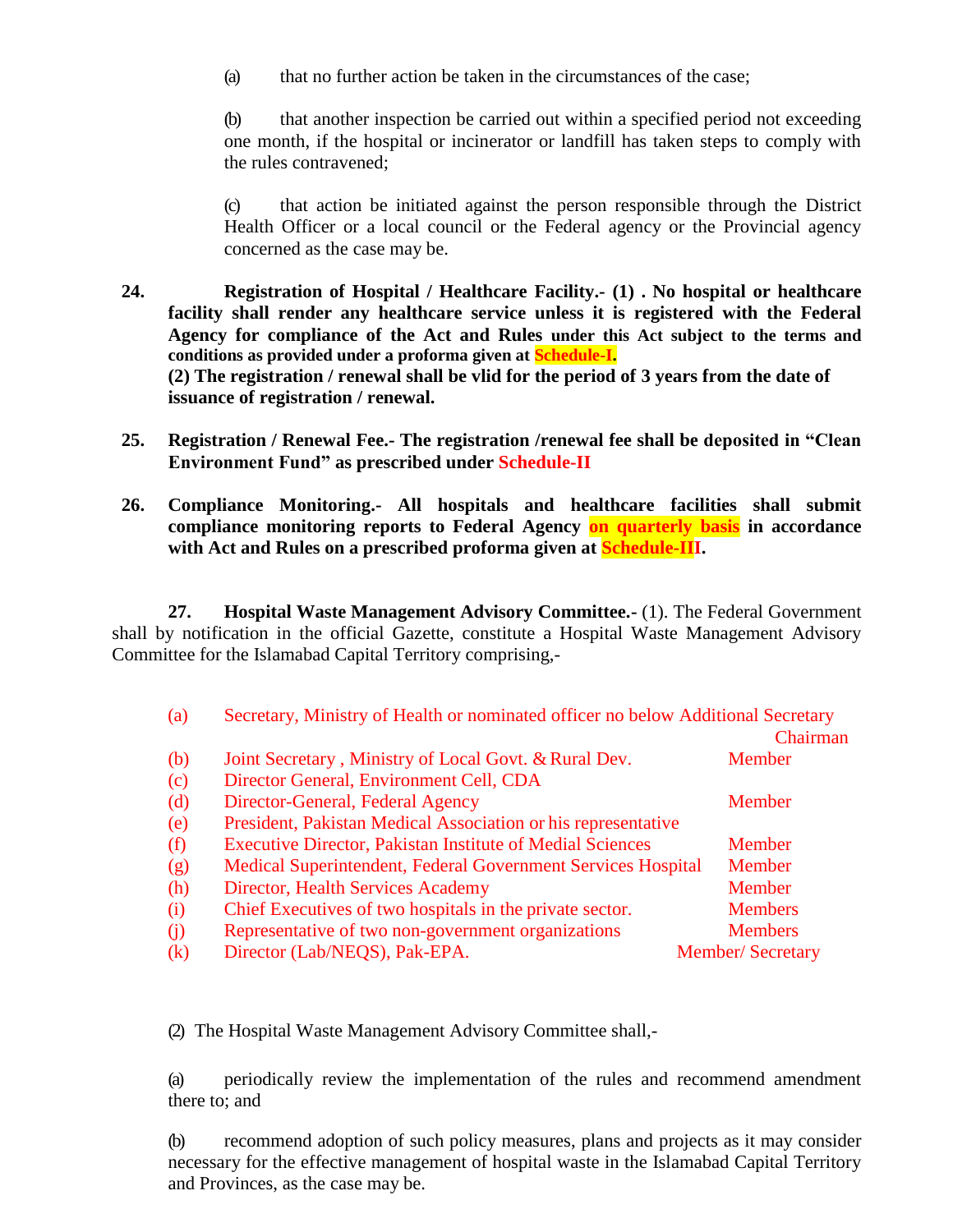(a) that no further action be taken in the circumstances of the case;

(b) that another inspection be carried out within a specified period not exceeding one month, if the hospital or incinerator or landfill has taken steps to comply with the rules contravened;

(c) that action be initiated against the person responsible through the District Health Officer or a local council or the Federal agency or the Provincial agency concerned as the case may be.

**24. Registration of Hospital / Healthcare Facility.- (1) . No hospital or healthcare facility shall render any healthcare service unless it is registered with the Federal Agency for compliance of the Act and Rules under this Act subject to the terms and conditions as provided under a proforma given at Schedule-I.**
**(2) The registration / renewal shall be vlid for the period of 3 years from the date of issuance of registration / renewal.**

**25. Registration / Renewal Fee.- The registration /renewal fee shall be deposited in "Clean Environment Fund" as prescribed under Schedule-II**

**26. Compliance Monitoring.- All hospitals and healthcare facilities shall submit compliance monitoring reports to Federal Agency on quarterly basis in accordance with Act and Rules on a prescribed proforma given at Schedule-III.**

**27. Hospital Waste Management Advisory Committee.-** (1). The Federal Government shall by notification in the official Gazette, constitute a Hospital Waste Management Advisory Committee for the Islamabad Capital Territory comprising,-

| | | |
|---|---|---|
| (a) | Secretary, Ministry of Health or nominated officer no below Additional Secretary | Chairman |
| (b) | Joint Secretary , Ministry of Local Govt. & Rural Dev. | Member |
| (c) | Director General, Environment Cell, CDA | |
| (d) | Director-General, Federal Agency | Member |
| (e) | President, Pakistan Medical Association or his representative | |
| (f) | Executive Director, Pakistan Institute of Medial Sciences | Member |
| (g) | Medical Superintendent, Federal Government Services Hospital | Member |
| (h) | Director, Health Services Academy | Member |
| (i) | Chief Executives of two hospitals in the private sector. | Members |
| (j) | Representative of two non-government organizations | Members |
| (k) | Director (Lab/NEQS), Pak-EPA. | Member/ Secretary |

(2) The Hospital Waste Management Advisory Committee shall,-

(a) periodically review the implementation of the rules and recommend amendment there to; and

(b) recommend adoption of such policy measures, plans and projects as it may consider necessary for the effective management of hospital waste in the Islamabad Capital Territory and Provinces, as the case may be.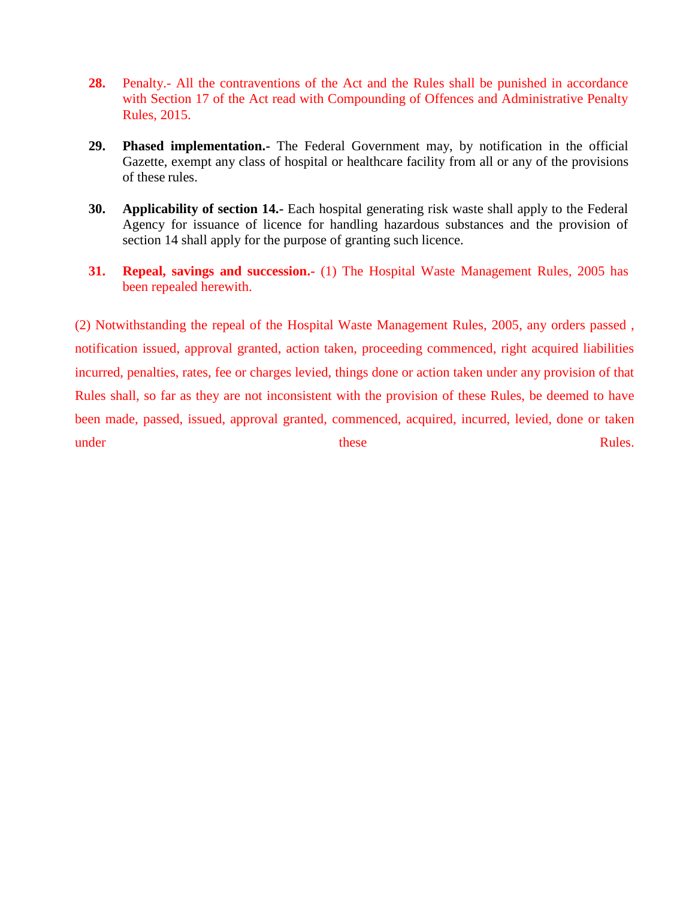**28.** Penalty.- All the contraventions of the Act and the Rules shall be punished in accordance with Section 17 of the Act read with Compounding of Offences and Administrative Penalty Rules, 2015.

**29.** **Phased implementation.-** The Federal Government may, by notification in the official Gazette, exempt any class of hospital or healthcare facility from all or any of the provisions of these rules.

**30.** **Applicability of section 14.-** Each hospital generating risk waste shall apply to the Federal Agency for issuance of licence for handling hazardous substances and the provision of section 14 shall apply for the purpose of granting such licence.

**31.** **Repeal, savings and succession.-** (1) The Hospital Waste Management Rules, 2005 has been repealed herewith.

(2) Notwithstanding the repeal of the Hospital Waste Management Rules, 2005, any orders passed , notification issued, approval granted, action taken, proceeding commenced, right acquired liabilities incurred, penalties, rates, fee or charges levied, things done or action taken under any provision of that Rules shall, so far as they are not inconsistent with the provision of these Rules, be deemed to have been made, passed, issued, approval granted, commenced, acquired, incurred, levied, done or taken under these Rules.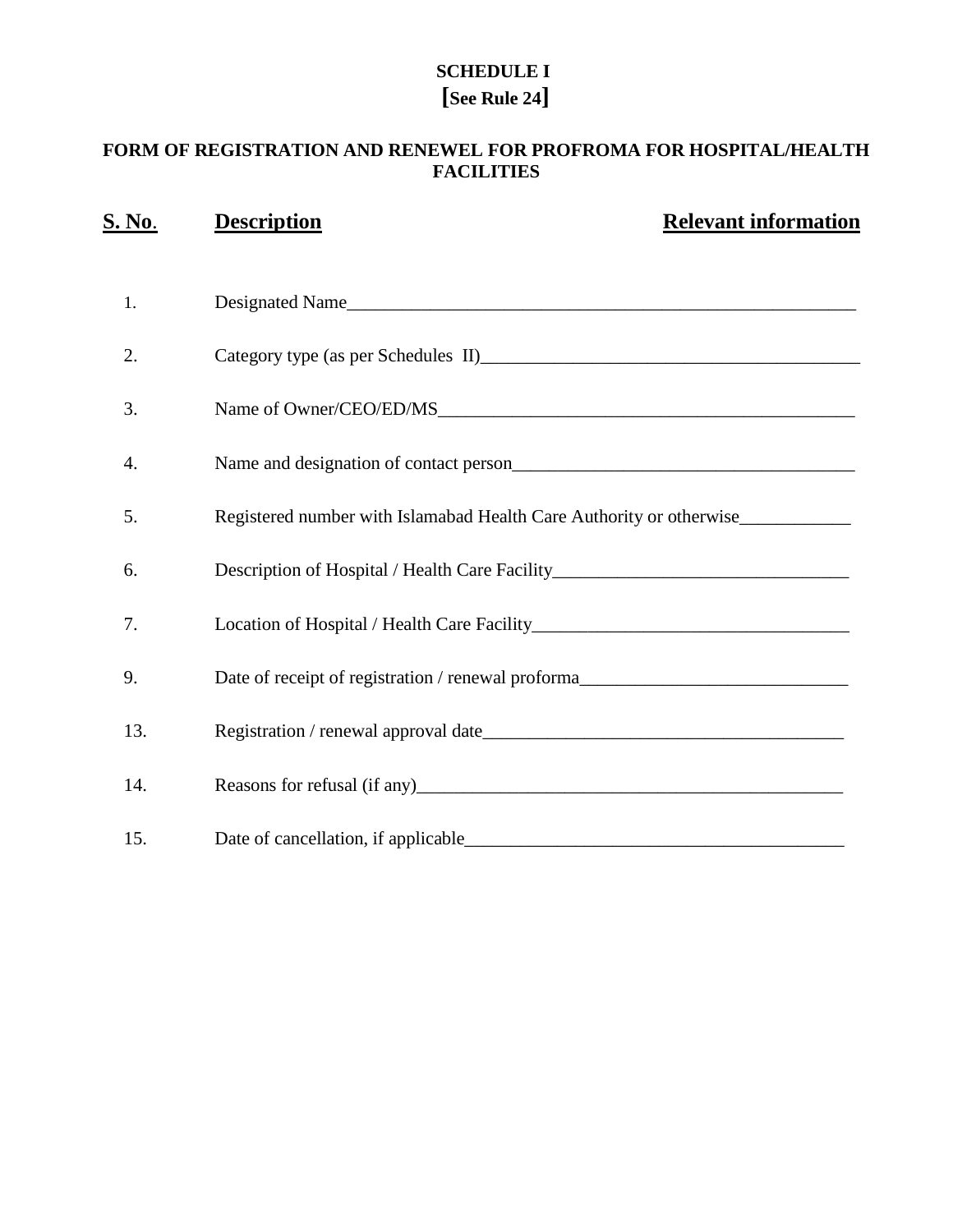**SCHEDULE I**
**[See Rule 24]**

**FORM OF REGISTRATION AND RENEWEL FOR PROFROMA FOR HOSPITAL/HEALTH FACILITIES**

| S. No. | Description | Relevant information |
|---|---|---|
| 1. | Designated Name | |
| 2. | Category type (as per Schedules II) | |
| 3. | Name of Owner/CEO/ED/MS | |
| 4. | Name and designation of contact person | |
| 5. | Registered number with Islamabad Health Care Authority or otherwise | |
| 6. | Description of Hospital / Health Care Facility | |
| 7. | Location of Hospital / Health Care Facility | |
| 9. | Date of receipt of registration / renewal proforma | |
| 13. | Registration / renewal approval date | |
| 14. | Reasons for refusal (if any) | |
| 15. | Date of cancellation, if applicable | |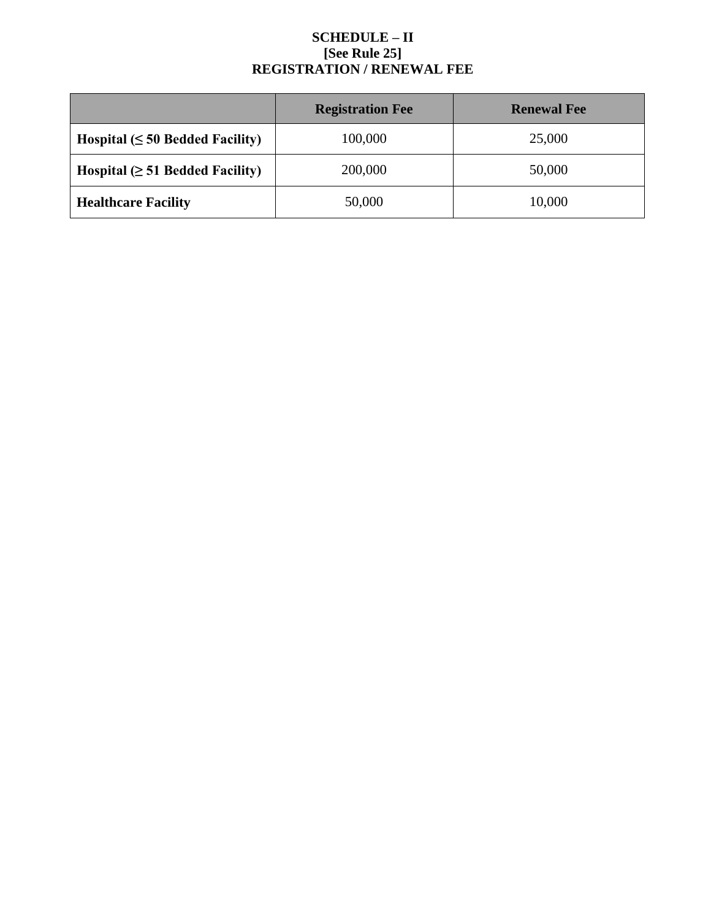**SCHEDULE – II**
**[See Rule 25]**
**REGISTRATION / RENEWAL FEE**

| | Registration Fee | Renewal Fee |
|---|---|---|
| **Hospital (≤ 50 Bedded Facility)** | 100,000 | 25,000 |
| **Hospital (≥ 51 Bedded Facility)** | 200,000 | 50,000 |
| **Healthcare Facility** | 50,000 | 10,000 |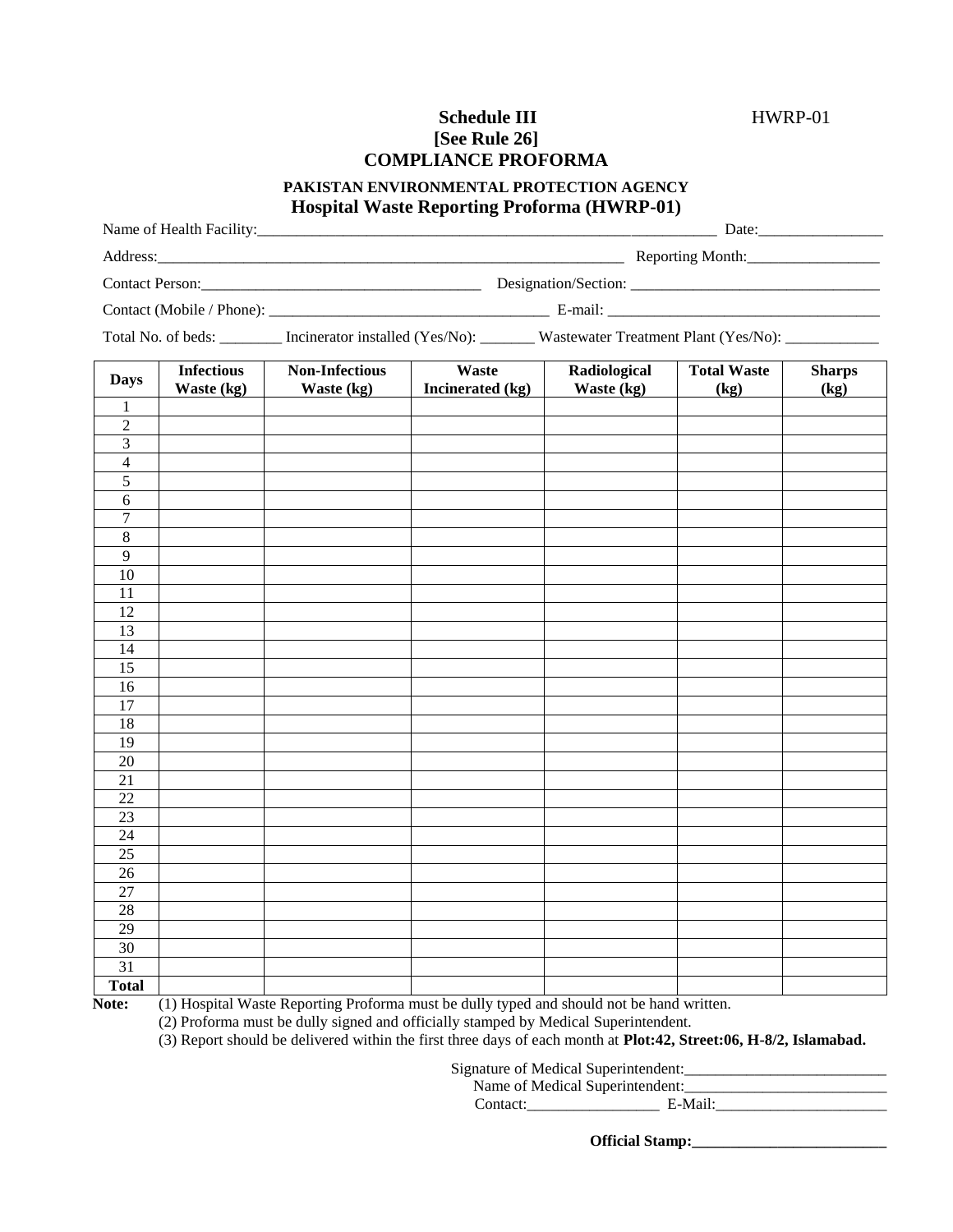**Schedule III** HWRP-01

**[See Rule 26]**

**COMPLIANCE PROFORMA**

**PAKISTAN ENVIRONMENTAL PROTECTION AGENCY**

**Hospital Waste Reporting Proforma (HWRP-01)**

Name of Health Facility:_______________________________________________________________ Date:________________

Address:______________________________________________________________ Reporting Month:_________________

Contact Person:_____________________________________ Designation/Section: ________________________________

Contact (Mobile / Phone): ____________________________________ E-mail: ___________________________________

Total No. of beds: ________ Incinerator installed (Yes/No): _______ Wastewater Treatment Plant (Yes/No): ____________

| Days | Infectious Waste (kg) | Non-Infectious Waste (kg) | Waste Incinerated (kg) | Radiological Waste (kg) | Total Waste (kg) | Sharps (kg) |
|---|---|---|---|---|---|---|
| 1 | | | | | | |
| 2 | | | | | | |
| 3 | | | | | | |
| 4 | | | | | | |
| 5 | | | | | | |
| 6 | | | | | | |
| 7 | | | | | | |
| 8 | | | | | | |
| 9 | | | | | | |
| 10 | | | | | | |
| 11 | | | | | | |
| 12 | | | | | | |
| 13 | | | | | | |
| 14 | | | | | | |
| 15 | | | | | | |
| 16 | | | | | | |
| 17 | | | | | | |
| 18 | | | | | | |
| 19 | | | | | | |
| 20 | | | | | | |
| 21 | | | | | | |
| 22 | | | | | | |
| 23 | | | | | | |
| 24 | | | | | | |
| 25 | | | | | | |
| 26 | | | | | | |
| 27 | | | | | | |
| 28 | | | | | | |
| 29 | | | | | | |
| 30 | | | | | | |
| 31 | | | | | | |
| **Total** | | | | | | |

**Note:**
(1) Hospital Waste Reporting Proforma must be dully typed and should not be hand written.
(2) Proforma must be dully signed and officially stamped by Medical Superintendent.
(3) Report should be delivered within the first three days of each month at **Plot:42, Street:06, H-8/2, Islamabad.**

Signature of Medical Superintendent:__________________________

Name of Medical Superintendent:__________________________

Contact:_________________ E-Mail:______________________

**Official Stamp:_________________________**